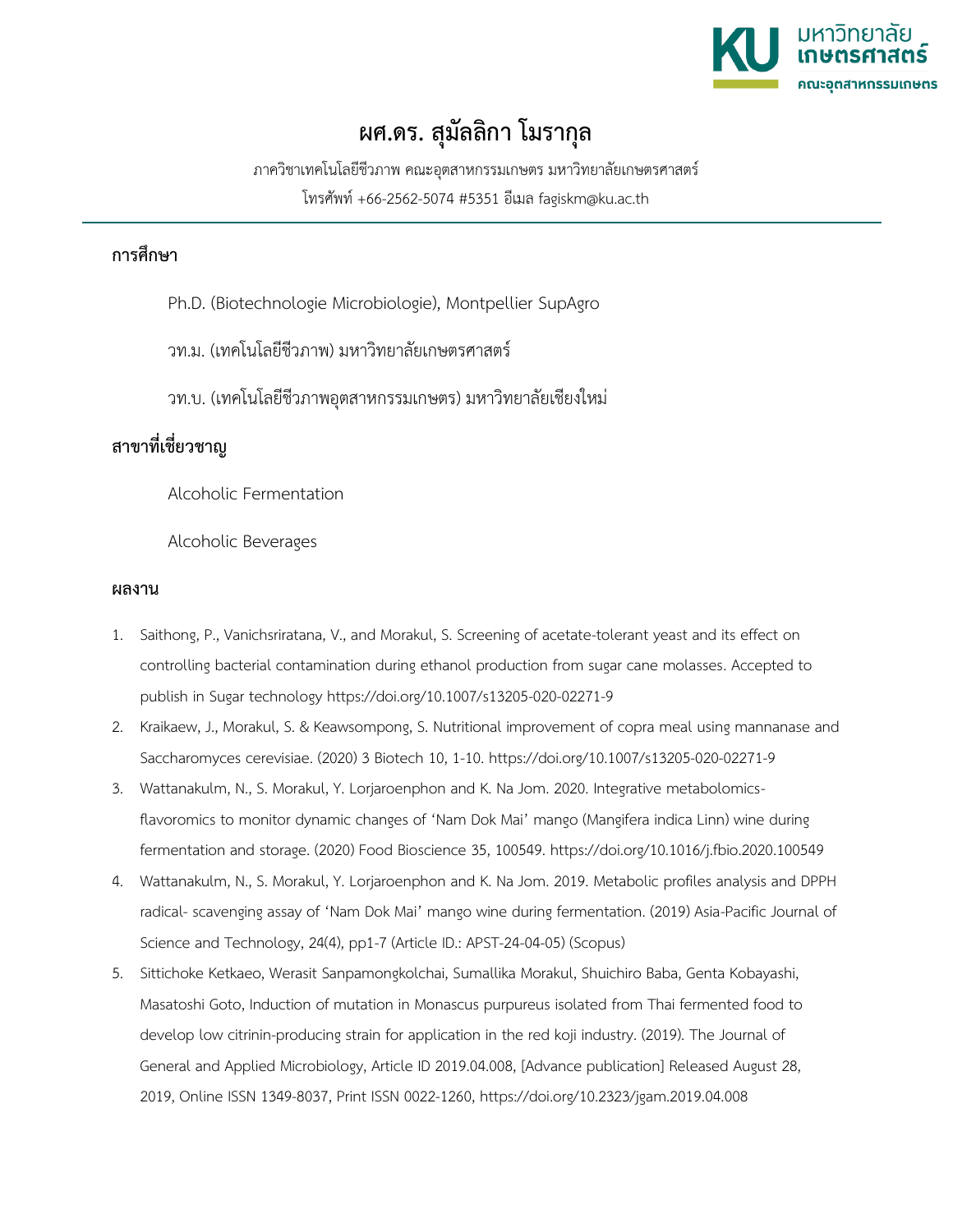มหาวิทยาลัยเกษตรศาสตร์
คณะอุตสาหกรรมเกษตร

# ผศ.ดร. สุมัลลิกา โมรากุล

ภาควิชาเทคโนโลยีชีวภาพ คณะอุตสาหกรรมเกษตร มหาวิทยาลัยเกษตรศาสตร์

โทรศัพท์ +66-2562-5074 #5351 อีเมล fagiskm@ku.ac.th

---

## การศึกษา

Ph.D. (Biotechnologie Microbiologie), Montpellier SupAgro

วท.ม. (เทคโนโลยีชีวภาพ) มหาวิทยาลัยเกษตรศาสตร์

วท.บ. (เทคโนโลยีชีวภาพอุตสาหกรรมเกษตร) มหาวิทยาลัยเชียงใหม่

## สาขาที่เชี่ยวชาญ

Alcoholic Fermentation

Alcoholic Beverages

## ผลงาน

1. Saithong, P., Vanichsriratana, V., and Morakul, S. Screening of acetate-tolerant yeast and its effect on controlling bacterial contamination during ethanol production from sugar cane molasses. Accepted to publish in Sugar technology https://doi.org/10.1007/s13205-020-02271-9
2. Kraikaew, J., Morakul, S. & Keawsompong, S. Nutritional improvement of copra meal using mannanase and Saccharomyces cerevisiae. (2020) 3 Biotech 10, 1-10. https://doi.org/10.1007/s13205-020-02271-9
3. Wattanakulm, N., S. Morakul, Y. Lorjaroenphon and K. Na Jom. 2020. Integrative metabolomics-flavoromics to monitor dynamic changes of 'Nam Dok Mai' mango (Mangifera indica Linn) wine during fermentation and storage. (2020) Food Bioscience 35, 100549. https://doi.org/10.1016/j.fbio.2020.100549
4. Wattanakulm, N., S. Morakul, Y. Lorjaroenphon and K. Na Jom. 2019. Metabolic profiles analysis and DPPH radical- scavenging assay of 'Nam Dok Mai' mango wine during fermentation. (2019) Asia-Pacific Journal of Science and Technology, 24(4), pp1-7 (Article ID.: APST-24-04-05) (Scopus)
5. Sittichoke Ketkaeo, Werasit Sanpamongkolchai, Sumallika Morakul, Shuichiro Baba, Genta Kobayashi, Masatoshi Goto, Induction of mutation in Monascus purpureus isolated from Thai fermented food to develop low citrinin-producing strain for application in the red koji industry. (2019). The Journal of General and Applied Microbiology, Article ID 2019.04.008, [Advance publication] Released August 28, 2019, Online ISSN 1349-8037, Print ISSN 0022-1260, https://doi.org/10.2323/jgam.2019.04.008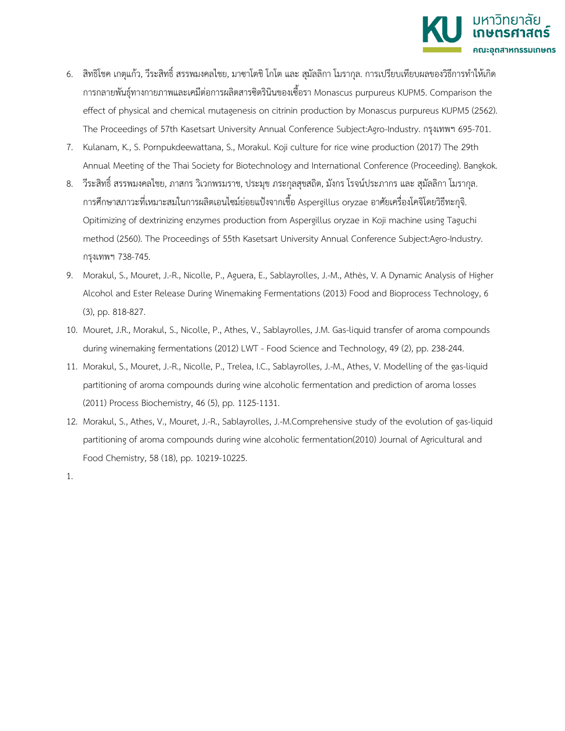6. สิทธิโชค เกตุแก้ว, วีระสิทธิ์ สรรพมงคลไชย, มาซาโตชิ โกโต และ สุมัลลิกา โมรากุล. การเปรียบเทียบผลของวิธีการทำให้เกิดการกลายพันธุ์ทางกายภาพและเคมีต่อการผลิตสารซิตรินินของเชื้อรา Monascus purpureus KUPM5. Comparison the effect of physical and chemical mutagenesis on citrinin production by Monascus purpureus KUPM5 (2562). The Proceedings of 57th Kasetsart University Annual Conference Subject:Agro-Industry. กรุงเทพฯ 695-701.
7. Kulanam, K., S. Pornpukdeewattana, S., Morakul. Koji culture for rice wine production (2017) The 29th Annual Meeting of the Thai Society for Biotechnology and International Conference (Proceeding). Bangkok.
8. วีระสิทธิ์ สรรพมงคลไชย, ภาสกร วิเวกพรมราช, ประมุข ภระกุลสุขสถิต, มังกร โรจน์ประภากร และ สุมัลลิกา โมรากุล. การศึกษาสภาวะที่เหมาะสมในการผลิตเอนไซม์ย่อยแป้งจากเชื้อ Aspergillus oryzae อาศัยเครื่องโคจิโดยวิธีทะกุจิ. Opitimizing of dextrinizing enzymes production from Aspergillus oryzae in Koji machine using Taguchi method (2560). The Proceedings of 55th Kasetsart University Annual Conference Subject:Agro-Industry. กรุงเทพฯ 738-745.
9. Morakul, S., Mouret, J.-R., Nicolle, P., Aguera, E., Sablayrolles, J.-M., Athès, V. A Dynamic Analysis of Higher Alcohol and Ester Release During Winemaking Fermentations (2013) Food and Bioprocess Technology, 6 (3), pp. 818-827.
10. Mouret, J.R., Morakul, S., Nicolle, P., Athes, V., Sablayrolles, J.M. Gas-liquid transfer of aroma compounds during winemaking fermentations (2012) LWT - Food Science and Technology, 49 (2), pp. 238-244.
11. Morakul, S., Mouret, J.-R., Nicolle, P., Trelea, I.C., Sablayrolles, J.-M., Athes, V. Modelling of the gas-liquid partitioning of aroma compounds during wine alcoholic fermentation and prediction of aroma losses (2011) Process Biochemistry, 46 (5), pp. 1125-1131.
12. Morakul, S., Athes, V., Mouret, J.-R., Sablayrolles, J.-M.Comprehensive study of the evolution of gas-liquid partitioning of aroma compounds during wine alcoholic fermentation(2010) Journal of Agricultural and Food Chemistry, 58 (18), pp. 10219-10225.

1.